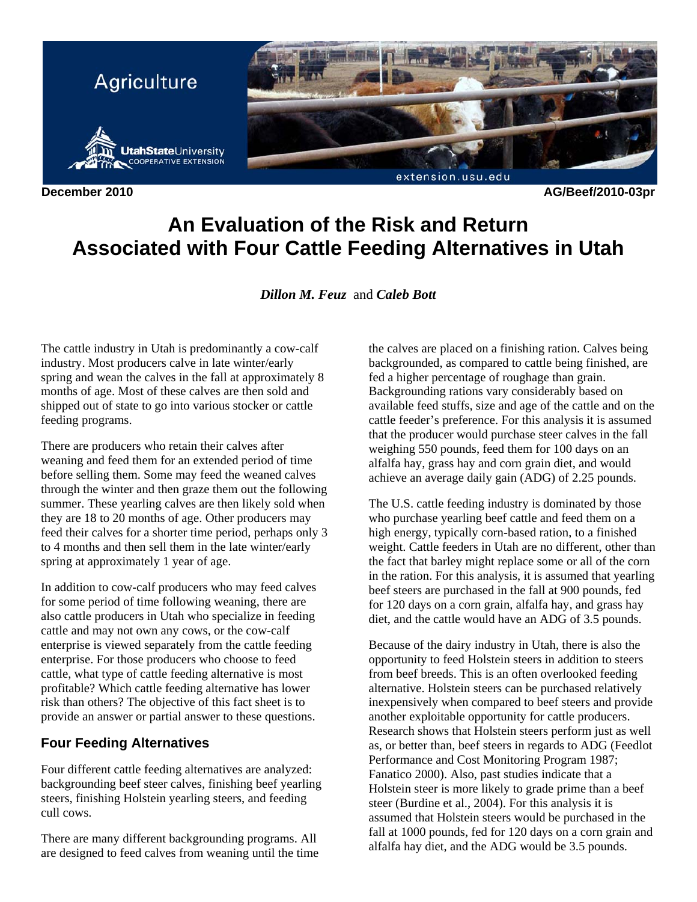Agriculture

UtahStateUniversity COOPERATIVE EXTENSION

extension.usu.edu

**December 2010** **AG/Beef/2010-03pr**

# An Evaluation of the Risk and Return Associated with Four Cattle Feeding Alternatives in Utah

***Dillon M. Feuz*** and ***Caleb Bott***

The cattle industry in Utah is predominantly a cow-calf industry. Most producers calve in late winter/early spring and wean the calves in the fall at approximately 8 months of age. Most of these calves are then sold and shipped out of state to go into various stocker or cattle feeding programs.

There are producers who retain their calves after weaning and feed them for an extended period of time before selling them. Some may feed the weaned calves through the winter and then graze them out the following summer. These yearling calves are then likely sold when they are 18 to 20 months of age. Other producers may feed their calves for a shorter time period, perhaps only 3 to 4 months and then sell them in the late winter/early spring at approximately 1 year of age.

In addition to cow-calf producers who may feed calves for some period of time following weaning, there are also cattle producers in Utah who specialize in feeding cattle and may not own any cows, or the cow-calf enterprise is viewed separately from the cattle feeding enterprise. For those producers who choose to feed cattle, what type of cattle feeding alternative is most profitable? Which cattle feeding alternative has lower risk than others? The objective of this fact sheet is to provide an answer or partial answer to these questions.

## Four Feeding Alternatives

Four different cattle feeding alternatives are analyzed: backgrounding beef steer calves, finishing beef yearling steers, finishing Holstein yearling steers, and feeding cull cows.

There are many different backgrounding programs. All are designed to feed calves from weaning until the time the calves are placed on a finishing ration. Calves being backgrounded, as compared to cattle being finished, are fed a higher percentage of roughage than grain. Backgrounding rations vary considerably based on available feed stuffs, size and age of the cattle and on the cattle feeder's preference. For this analysis it is assumed that the producer would purchase steer calves in the fall weighing 550 pounds, feed them for 100 days on an alfalfa hay, grass hay and corn grain diet, and would achieve an average daily gain (ADG) of 2.25 pounds.

The U.S. cattle feeding industry is dominated by those who purchase yearling beef cattle and feed them on a high energy, typically corn-based ration, to a finished weight. Cattle feeders in Utah are no different, other than the fact that barley might replace some or all of the corn in the ration. For this analysis, it is assumed that yearling beef steers are purchased in the fall at 900 pounds, fed for 120 days on a corn grain, alfalfa hay, and grass hay diet, and the cattle would have an ADG of 3.5 pounds.

Because of the dairy industry in Utah, there is also the opportunity to feed Holstein steers in addition to steers from beef breeds. This is an often overlooked feeding alternative. Holstein steers can be purchased relatively inexpensively when compared to beef steers and provide another exploitable opportunity for cattle producers. Research shows that Holstein steers perform just as well as, or better than, beef steers in regards to ADG (Feedlot Performance and Cost Monitoring Program 1987; Fanatico 2000). Also, past studies indicate that a Holstein steer is more likely to grade prime than a beef steer (Burdine et al., 2004). For this analysis it is assumed that Holstein steers would be purchased in the fall at 1000 pounds, fed for 120 days on a corn grain and alfalfa hay diet, and the ADG would be 3.5 pounds.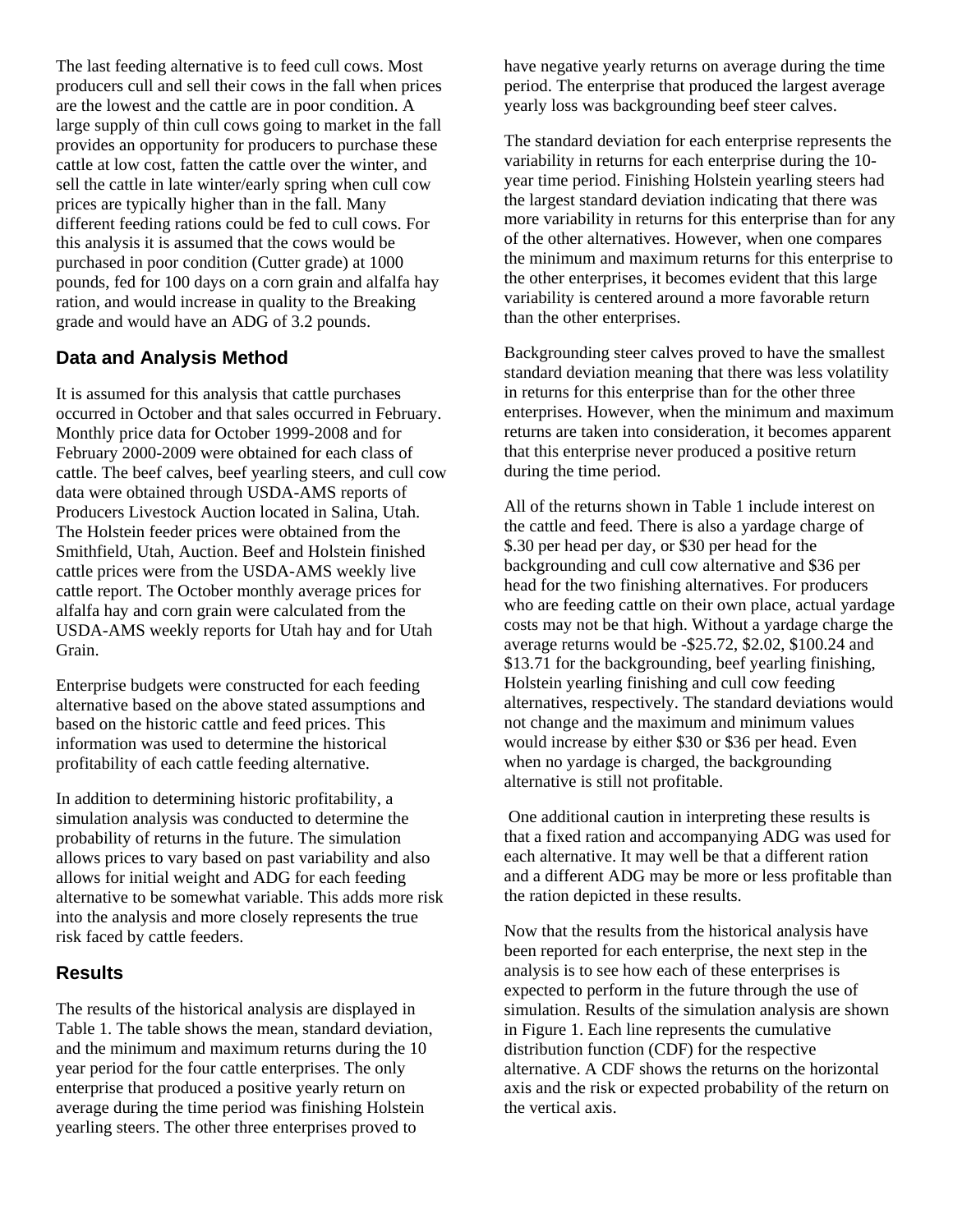The last feeding alternative is to feed cull cows. Most producers cull and sell their cows in the fall when prices are the lowest and the cattle are in poor condition. A large supply of thin cull cows going to market in the fall provides an opportunity for producers to purchase these cattle at low cost, fatten the cattle over the winter, and sell the cattle in late winter/early spring when cull cow prices are typically higher than in the fall. Many different feeding rations could be fed to cull cows. For this analysis it is assumed that the cows would be purchased in poor condition (Cutter grade) at 1000 pounds, fed for 100 days on a corn grain and alfalfa hay ration, and would increase in quality to the Breaking grade and would have an ADG of 3.2 pounds.

## Data and Analysis Method

It is assumed for this analysis that cattle purchases occurred in October and that sales occurred in February. Monthly price data for October 1999-2008 and for February 2000-2009 were obtained for each class of cattle. The beef calves, beef yearling steers, and cull cow data were obtained through USDA-AMS reports of Producers Livestock Auction located in Salina, Utah. The Holstein feeder prices were obtained from the Smithfield, Utah, Auction. Beef and Holstein finished cattle prices were from the USDA-AMS weekly live cattle report. The October monthly average prices for alfalfa hay and corn grain were calculated from the USDA-AMS weekly reports for Utah hay and for Utah Grain.

Enterprise budgets were constructed for each feeding alternative based on the above stated assumptions and based on the historic cattle and feed prices. This information was used to determine the historical profitability of each cattle feeding alternative.

In addition to determining historic profitability, a simulation analysis was conducted to determine the probability of returns in the future. The simulation allows prices to vary based on past variability and also allows for initial weight and ADG for each feeding alternative to be somewhat variable. This adds more risk into the analysis and more closely represents the true risk faced by cattle feeders.

## Results

The results of the historical analysis are displayed in Table 1. The table shows the mean, standard deviation, and the minimum and maximum returns during the 10 year period for the four cattle enterprises. The only enterprise that produced a positive yearly return on average during the time period was finishing Holstein yearling steers. The other three enterprises proved to have negative yearly returns on average during the time period. The enterprise that produced the largest average yearly loss was backgrounding beef steer calves.

The standard deviation for each enterprise represents the variability in returns for each enterprise during the 10-year time period. Finishing Holstein yearling steers had the largest standard deviation indicating that there was more variability in returns for this enterprise than for any of the other alternatives. However, when one compares the minimum and maximum returns for this enterprise to the other enterprises, it becomes evident that this large variability is centered around a more favorable return than the other enterprises.

Backgrounding steer calves proved to have the smallest standard deviation meaning that there was less volatility in returns for this enterprise than for the other three enterprises. However, when the minimum and maximum returns are taken into consideration, it becomes apparent that this enterprise never produced a positive return during the time period.

All of the returns shown in Table 1 include interest on the cattle and feed. There is also a yardage charge of $.30 per head per day, or $30 per head for the backgrounding and cull cow alternative and $36 per head for the two finishing alternatives. For producers who are feeding cattle on their own place, actual yardage costs may not be that high. Without a yardage charge the average returns would be -$25.72, $2.02, $100.24 and $13.71 for the backgrounding, beef yearling finishing, Holstein yearling finishing and cull cow feeding alternatives, respectively. The standard deviations would not change and the maximum and minimum values would increase by either $30 or $36 per head. Even when no yardage is charged, the backgrounding alternative is still not profitable.

One additional caution in interpreting these results is that a fixed ration and accompanying ADG was used for each alternative. It may well be that a different ration and a different ADG may be more or less profitable than the ration depicted in these results.

Now that the results from the historical analysis have been reported for each enterprise, the next step in the analysis is to see how each of these enterprises is expected to perform in the future through the use of simulation. Results of the simulation analysis are shown in Figure 1. Each line represents the cumulative distribution function (CDF) for the respective alternative. A CDF shows the returns on the horizontal axis and the risk or expected probability of the return on the vertical axis.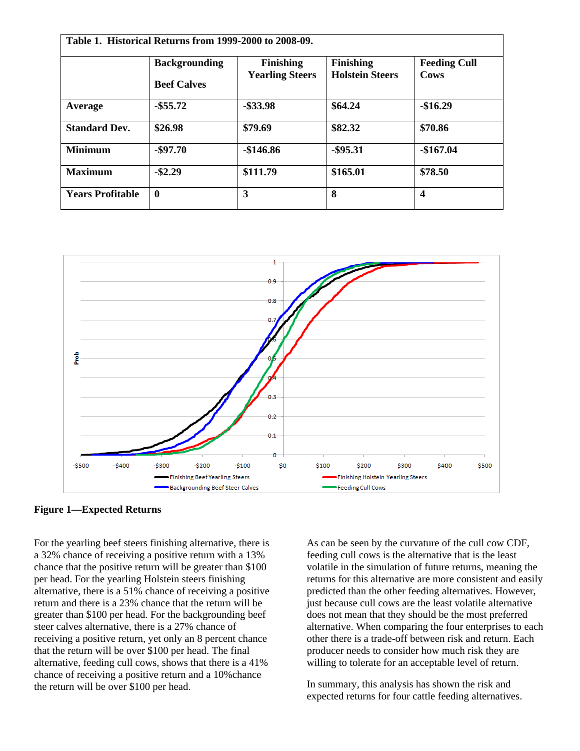| Table 1. Historical Returns from 1999-2000 to 2008-09. | | | | |
|---|---|---|---|---|
| | **Backgrounding Beef Calves** | **Finishing Yearling Steers** | **Finishing Holstein Steers** | **Feeding Cull Cows** |
| **Average** | **-$55.72** | **-$33.98** | **$64.24** | **-$16.29** |
| **Standard Dev.** | **$26.98** | **$79.69** | **$82.32** | **$70.86** |
| **Minimum** | **-$97.70** | **-$146.86** | **-$95.31** | **-$167.04** |
| **Maximum** | **-$2.29** | **$111.79** | **$165.01** | **$78.50** |
| **Years Profitable** | **0** | **3** | **8** | **4** |

**Figure 1—Expected Returns**

For the yearling beef steers finishing alternative, there is a 32% chance of receiving a positive return with a 13% chance that the positive return will be greater than $100 per head. For the yearling Holstein steers finishing alternative, there is a 51% chance of receiving a positive return and there is a 23% chance that the return will be greater than $100 per head. For the backgrounding beef steer calves alternative, there is a 27% chance of receiving a positive return, yet only an 8 percent chance that the return will be over $100 per head. The final alternative, feeding cull cows, shows that there is a 41% chance of receiving a positive return and a 10%chance the return will be over $100 per head.

As can be seen by the curvature of the cull cow CDF, feeding cull cows is the alternative that is the least volatile in the simulation of future returns, meaning the returns for this alternative are more consistent and easily predicted than the other feeding alternatives. However, just because cull cows are the least volatile alternative does not mean that they should be the most preferred alternative. When comparing the four enterprises to each other there is a trade-off between risk and return. Each producer needs to consider how much risk they are willing to tolerate for an acceptable level of return.

In summary, this analysis has shown the risk and expected returns for four cattle feeding alternatives.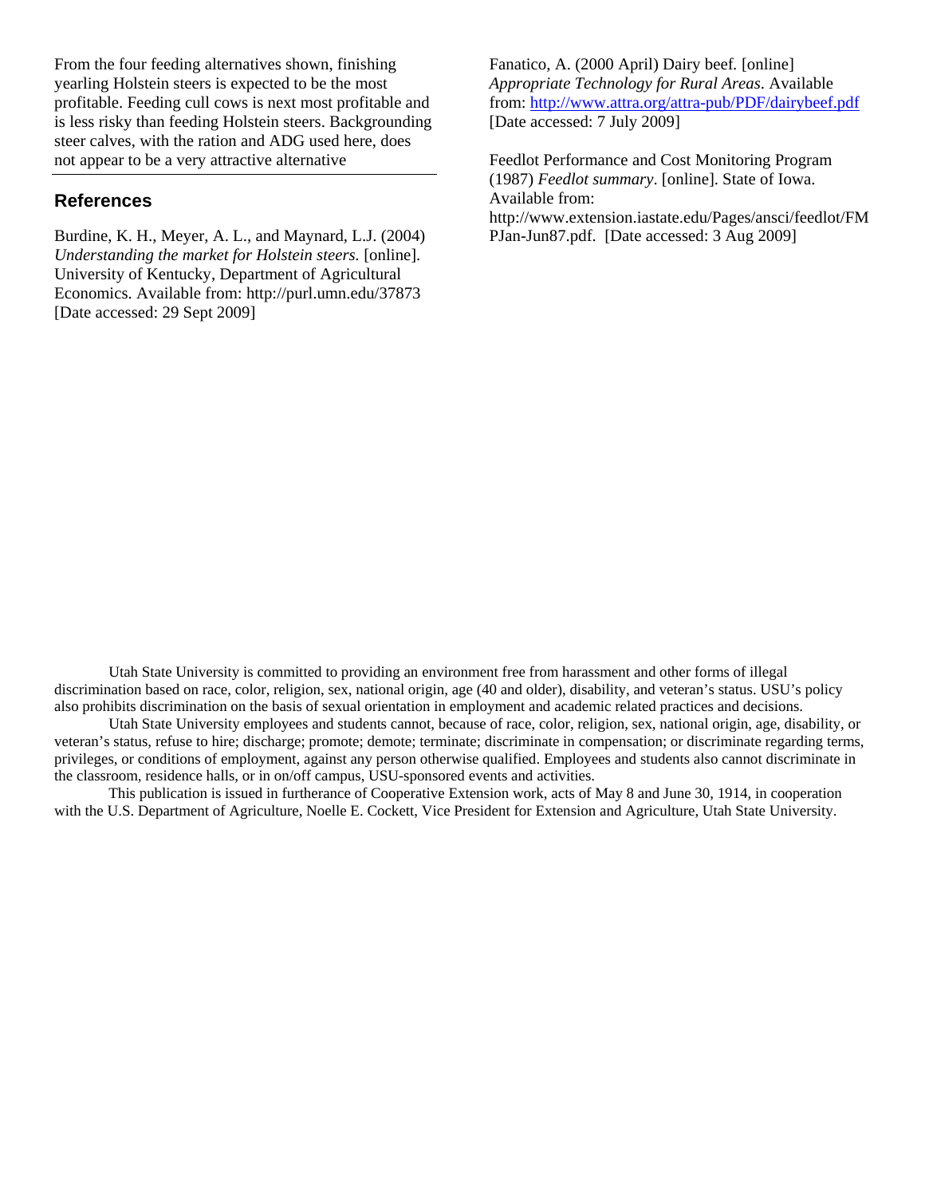From the four feeding alternatives shown, finishing yearling Holstein steers is expected to be the most profitable. Feeding cull cows is next most profitable and is less risky than feeding Holstein steers. Backgrounding steer calves, with the ration and ADG used here, does not appear to be a very attractive alternative

## References

Burdine, K. H., Meyer, A. L., and Maynard, L.J. (2004) *Understanding the market for Holstein steers.* [online]. University of Kentucky, Department of Agricultural Economics. Available from: http://purl.umn.edu/37873 [Date accessed: 29 Sept 2009]

Fanatico, A. (2000 April) Dairy beef. [online] *Appropriate Technology for Rural Areas*. Available from: http://www.attra.org/attra-pub/PDF/dairybeef.pdf [Date accessed: 7 July 2009]

Feedlot Performance and Cost Monitoring Program (1987) *Feedlot summary*. [online]. State of Iowa. Available from: http://www.extension.iastate.edu/Pages/ansci/feedlot/FMPJan-Jun87.pdf. [Date accessed: 3 Aug 2009]

Utah State University is committed to providing an environment free from harassment and other forms of illegal discrimination based on race, color, religion, sex, national origin, age (40 and older), disability, and veteran's status. USU's policy also prohibits discrimination on the basis of sexual orientation in employment and academic related practices and decisions.

Utah State University employees and students cannot, because of race, color, religion, sex, national origin, age, disability, or veteran's status, refuse to hire; discharge; promote; demote; terminate; discriminate in compensation; or discriminate regarding terms, privileges, or conditions of employment, against any person otherwise qualified. Employees and students also cannot discriminate in the classroom, residence halls, or in on/off campus, USU-sponsored events and activities.

This publication is issued in furtherance of Cooperative Extension work, acts of May 8 and June 30, 1914, in cooperation with the U.S. Department of Agriculture, Noelle E. Cockett, Vice President for Extension and Agriculture, Utah State University.